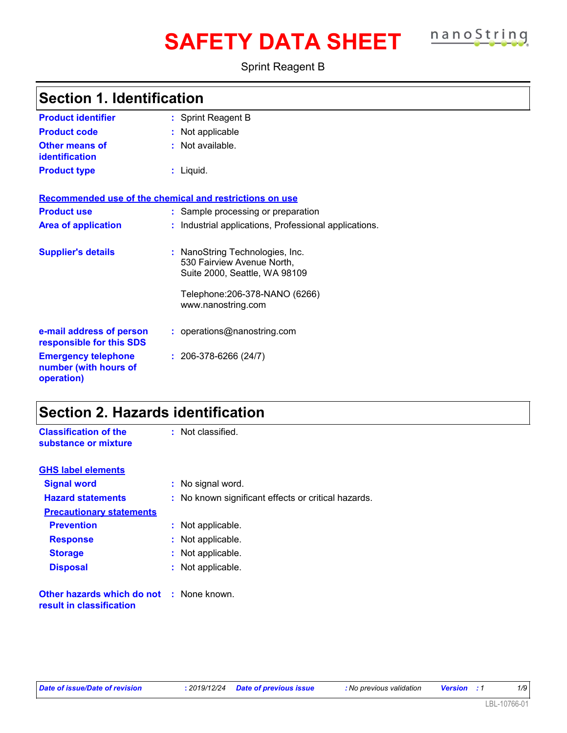# SAFETY DATA SHEET

Sprint Reagent B

## Section 1. Identification

| | |
|---|---|
| **Product identifier** | : Sprint Reagent B |
| **Product code** | : Not applicable |
| **Other means of identification** | : Not available. |
| **Product type** | : Liquid. |

**Recommended use of the chemical and restrictions on use**

| | |
|---|---|
| **Product use** | : Sample processing or preparation |
| **Area of application** | : Industrial applications, Professional applications. |
| **Supplier's details** | : NanoString Technologies, Inc. 530 Fairview Avenue North, Suite 2000, Seattle, WA 98109<br><br>Telephone:206-378-NANO (6266) www.nanostring.com |
| **e-mail address of person responsible for this SDS** | : operations@nanostring.com |
| **Emergency telephone number (with hours of operation)** | : 206-378-6266 (24/7) |

## Section 2. Hazards identification

| | |
|---|---|
| **Classification of the substance or mixture** | : Not classified. |

**GHS label elements**

| | |
|---|---|
| **Signal word** | : No signal word. |
| **Hazard statements** | : No known significant effects or critical hazards. |

**Precautionary statements**

| | |
|---|---|
| **Prevention** | : Not applicable. |
| **Response** | : Not applicable. |
| **Storage** | : Not applicable. |
| **Disposal** | : Not applicable. |

| | |
|---|---|
| **Other hazards which do not result in classification** | : None known. |

*Date of issue/Date of revision : 2019/12/24 Date of previous issue : No previous validation Version : 1*

LBL-10766-01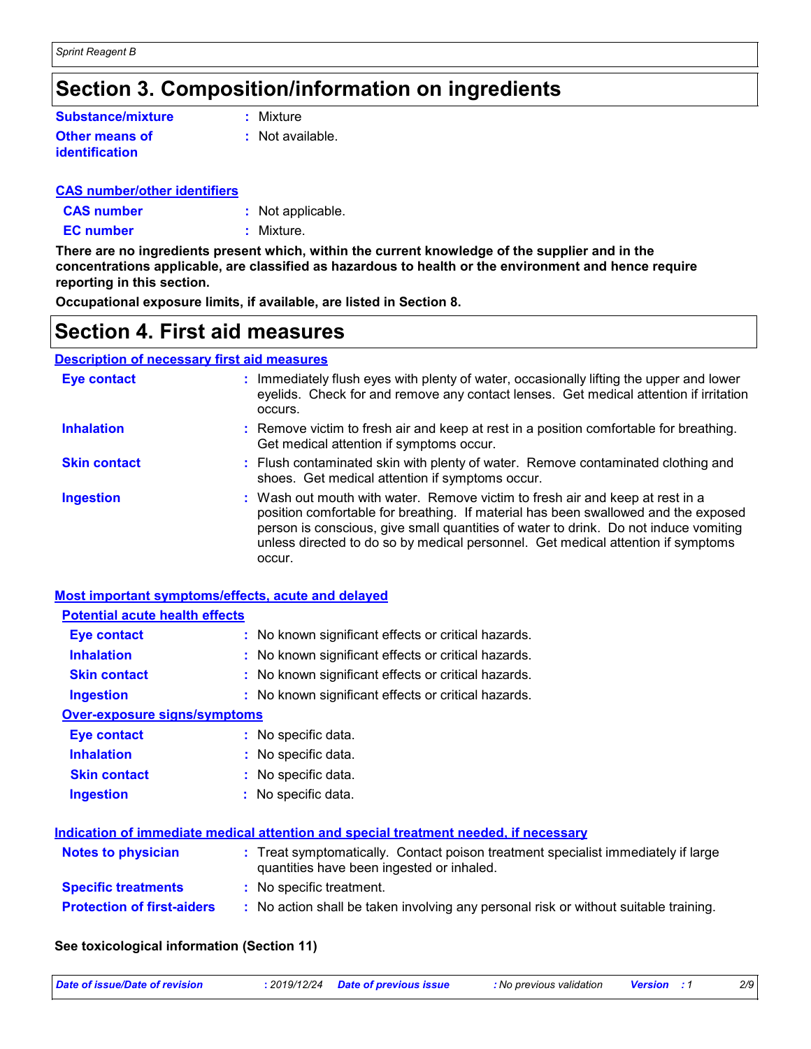## Section 3. Composition/information on ingredients

**Substance/mixture** : Mixture

**Other means of identification** : Not available.

**CAS number/other identifiers**

**CAS number** : Not applicable.

**EC number** : Mixture.

**There are no ingredients present which, within the current knowledge of the supplier and in the concentrations applicable, are classified as hazardous to health or the environment and hence require reporting in this section.**

**Occupational exposure limits, if available, are listed in Section 8.**

## Section 4. First aid measures

**Description of necessary first aid measures**

**Eye contact** : Immediately flush eyes with plenty of water, occasionally lifting the upper and lower eyelids. Check for and remove any contact lenses. Get medical attention if irritation occurs.

**Inhalation** : Remove victim to fresh air and keep at rest in a position comfortable for breathing. Get medical attention if symptoms occur.

**Skin contact** : Flush contaminated skin with plenty of water. Remove contaminated clothing and shoes. Get medical attention if symptoms occur.

**Ingestion** : Wash out mouth with water. Remove victim to fresh air and keep at rest in a position comfortable for breathing. If material has been swallowed and the exposed person is conscious, give small quantities of water to drink. Do not induce vomiting unless directed to do so by medical personnel. Get medical attention if symptoms occur.

**Most important symptoms/effects, acute and delayed**

**Potential acute health effects**

**Eye contact** : No known significant effects or critical hazards.

**Inhalation** : No known significant effects or critical hazards.

**Skin contact** : No known significant effects or critical hazards.

**Ingestion** : No known significant effects or critical hazards.

**Over-exposure signs/symptoms**

**Eye contact** : No specific data.

**Inhalation** : No specific data.

**Skin contact** : No specific data.

**Ingestion** : No specific data.

**Indication of immediate medical attention and special treatment needed, if necessary**

**Notes to physician** : Treat symptomatically. Contact poison treatment specialist immediately if large quantities have been ingested or inhaled.

**Specific treatments** : No specific treatment.

**Protection of first-aiders** : No action shall be taken involving any personal risk or without suitable training.

**See toxicological information (Section 11)**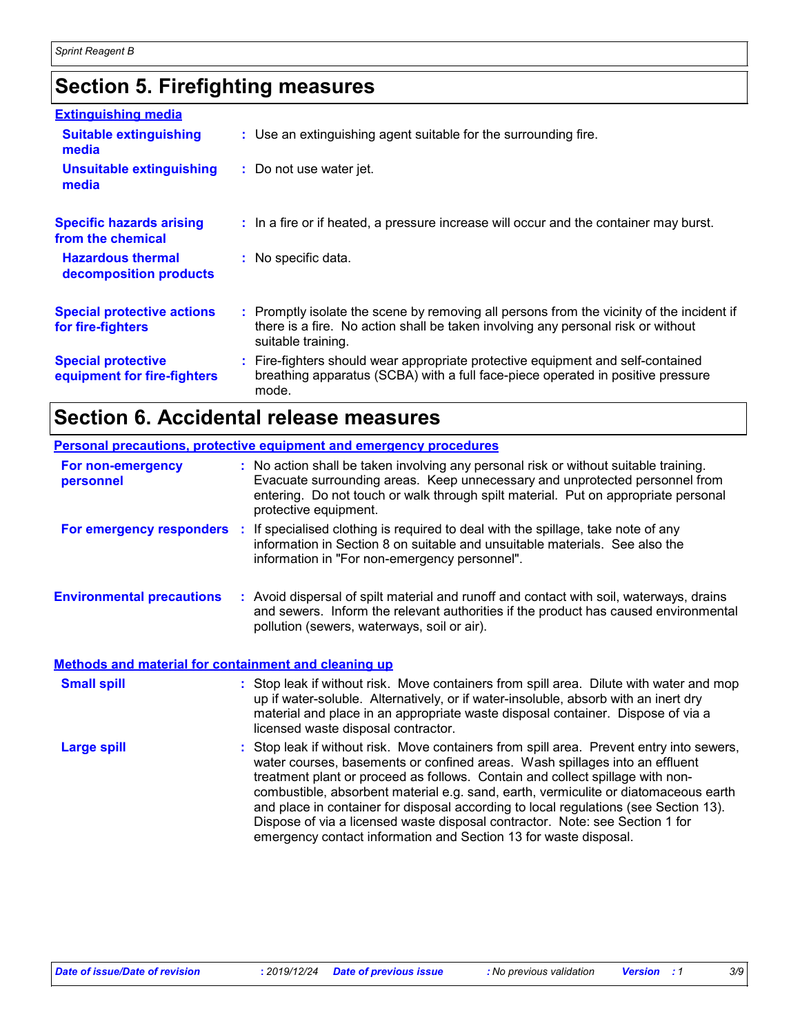## Section 5. Firefighting measures

### Extinguishing media

**Suitable extinguishing media** : Use an extinguishing agent suitable for the surrounding fire.

**Unsuitable extinguishing media** : Do not use water jet.

**Specific hazards arising from the chemical** : In a fire or if heated, a pressure increase will occur and the container may burst.

**Hazardous thermal decomposition products** : No specific data.

**Special protective actions for fire-fighters** : Promptly isolate the scene by removing all persons from the vicinity of the incident if there is a fire. No action shall be taken involving any personal risk or without suitable training.

**Special protective equipment for fire-fighters** : Fire-fighters should wear appropriate protective equipment and self-contained breathing apparatus (SCBA) with a full face-piece operated in positive pressure mode.

## Section 6. Accidental release measures

### Personal precautions, protective equipment and emergency procedures

**For non-emergency personnel** : No action shall be taken involving any personal risk or without suitable training. Evacuate surrounding areas. Keep unnecessary and unprotected personnel from entering. Do not touch or walk through spilt material. Put on appropriate personal protective equipment.

**For emergency responders** : If specialised clothing is required to deal with the spillage, take note of any information in Section 8 on suitable and unsuitable materials. See also the information in "For non-emergency personnel".

**Environmental precautions** : Avoid dispersal of spilt material and runoff and contact with soil, waterways, drains and sewers. Inform the relevant authorities if the product has caused environmental pollution (sewers, waterways, soil or air).

### Methods and material for containment and cleaning up

**Small spill** : Stop leak if without risk. Move containers from spill area. Dilute with water and mop up if water-soluble. Alternatively, or if water-insoluble, absorb with an inert dry material and place in an appropriate waste disposal container. Dispose of via a licensed waste disposal contractor.

**Large spill** : Stop leak if without risk. Move containers from spill area. Prevent entry into sewers, water courses, basements or confined areas. Wash spillages into an effluent treatment plant or proceed as follows. Contain and collect spillage with non-combustible, absorbent material e.g. sand, earth, vermiculite or diatomaceous earth and place in container for disposal according to local regulations (see Section 13). Dispose of via a licensed waste disposal contractor. Note: see Section 1 for emergency contact information and Section 13 for waste disposal.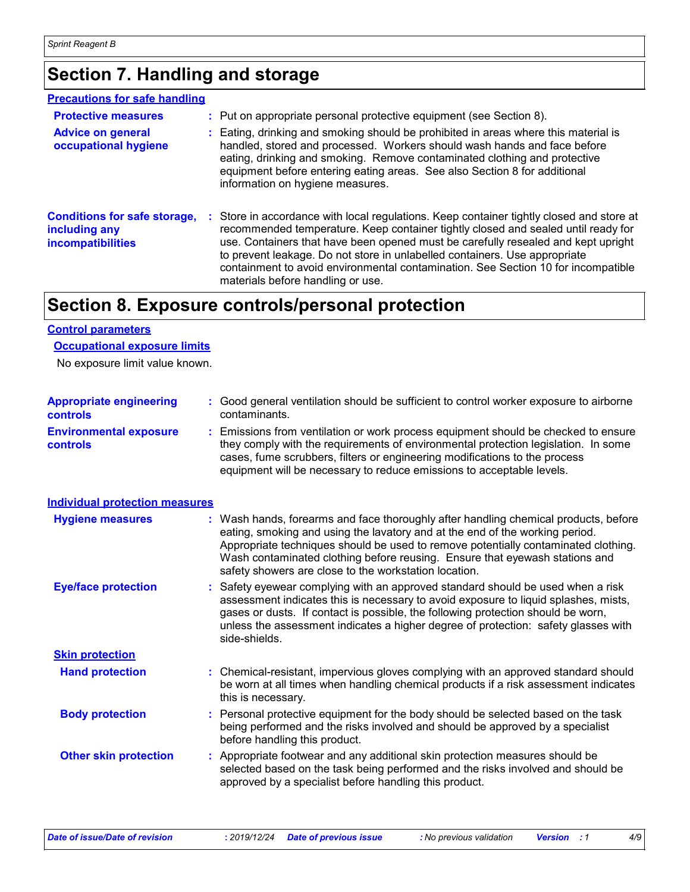## Section 7. Handling and storage

### Precautions for safe handling

**Protective measures** : Put on appropriate personal protective equipment (see Section 8).

**Advice on general occupational hygiene** : Eating, drinking and smoking should be prohibited in areas where this material is handled, stored and processed. Workers should wash hands and face before eating, drinking and smoking. Remove contaminated clothing and protective equipment before entering eating areas. See also Section 8 for additional information on hygiene measures.

**Conditions for safe storage, including any incompatibilities** : Store in accordance with local regulations. Keep container tightly closed and store at recommended temperature. Keep container tightly closed and sealed until ready for use. Containers that have been opened must be carefully resealed and kept upright to prevent leakage. Do not store in unlabelled containers. Use appropriate containment to avoid environmental contamination. See Section 10 for incompatible materials before handling or use.

## Section 8. Exposure controls/personal protection

### Control parameters

#### Occupational exposure limits

No exposure limit value known.

**Appropriate engineering controls** : Good general ventilation should be sufficient to control worker exposure to airborne contaminants.

**Environmental exposure controls** : Emissions from ventilation or work process equipment should be checked to ensure they comply with the requirements of environmental protection legislation. In some cases, fume scrubbers, filters or engineering modifications to the process equipment will be necessary to reduce emissions to acceptable levels.

### Individual protection measures

**Hygiene measures** : Wash hands, forearms and face thoroughly after handling chemical products, before eating, smoking and using the lavatory and at the end of the working period. Appropriate techniques should be used to remove potentially contaminated clothing. Wash contaminated clothing before reusing. Ensure that eyewash stations and safety showers are close to the workstation location.

**Eye/face protection** : Safety eyewear complying with an approved standard should be used when a risk assessment indicates this is necessary to avoid exposure to liquid splashes, mists, gases or dusts. If contact is possible, the following protection should be worn, unless the assessment indicates a higher degree of protection: safety glasses with side-shields.

#### Skin protection

**Hand protection** : Chemical-resistant, impervious gloves complying with an approved standard should be worn at all times when handling chemical products if a risk assessment indicates this is necessary.

**Body protection** : Personal protective equipment for the body should be selected based on the task being performed and the risks involved and should be approved by a specialist before handling this product.

**Other skin protection** : Appropriate footwear and any additional skin protection measures should be selected based on the task being performed and the risks involved and should be approved by a specialist before handling this product.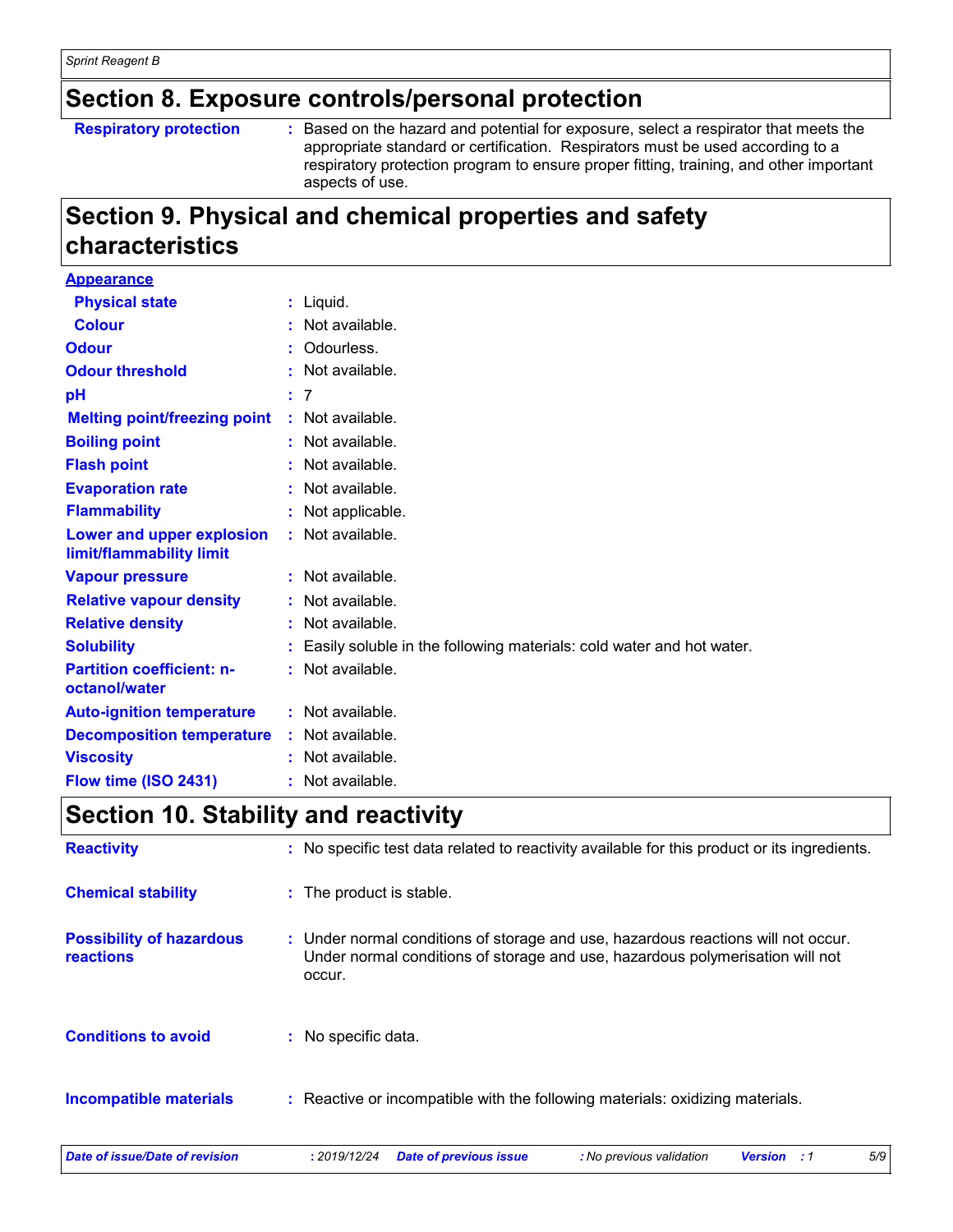## Section 8. Exposure controls/personal protection

| | |
|---|---|
| **Respiratory protection** | Based on the hazard and potential for exposure, select a respirator that meets the appropriate standard or certification. Respirators must be used according to a respiratory protection program to ensure proper fitting, training, and other important aspects of use. |

## Section 9. Physical and chemical properties and safety characteristics

**Appearance**

| | |
|---|---|
| **Physical state** | Liquid. |
| **Colour** | Not available. |
| **Odour** | Odourless. |
| **Odour threshold** | Not available. |
| **pH** | 7 |
| **Melting point/freezing point** | Not available. |
| **Boiling point** | Not available. |
| **Flash point** | Not available. |
| **Evaporation rate** | Not available. |
| **Flammability** | Not applicable. |
| **Lower and upper explosion limit/flammability limit** | Not available. |
| **Vapour pressure** | Not available. |
| **Relative vapour density** | Not available. |
| **Relative density** | Not available. |
| **Solubility** | Easily soluble in the following materials: cold water and hot water. |
| **Partition coefficient: n-octanol/water** | Not available. |
| **Auto-ignition temperature** | Not available. |
| **Decomposition temperature** | Not available. |
| **Viscosity** | Not available. |
| **Flow time (ISO 2431)** | Not available. |

## Section 10. Stability and reactivity

| | |
|---|---|
| **Reactivity** | No specific test data related to reactivity available for this product or its ingredients. |
| **Chemical stability** | The product is stable. |
| **Possibility of hazardous reactions** | Under normal conditions of storage and use, hazardous reactions will not occur. Under normal conditions of storage and use, hazardous polymerisation will not occur. |
| **Conditions to avoid** | No specific data. |
| **Incompatible materials** | Reactive or incompatible with the following materials: oxidizing materials. |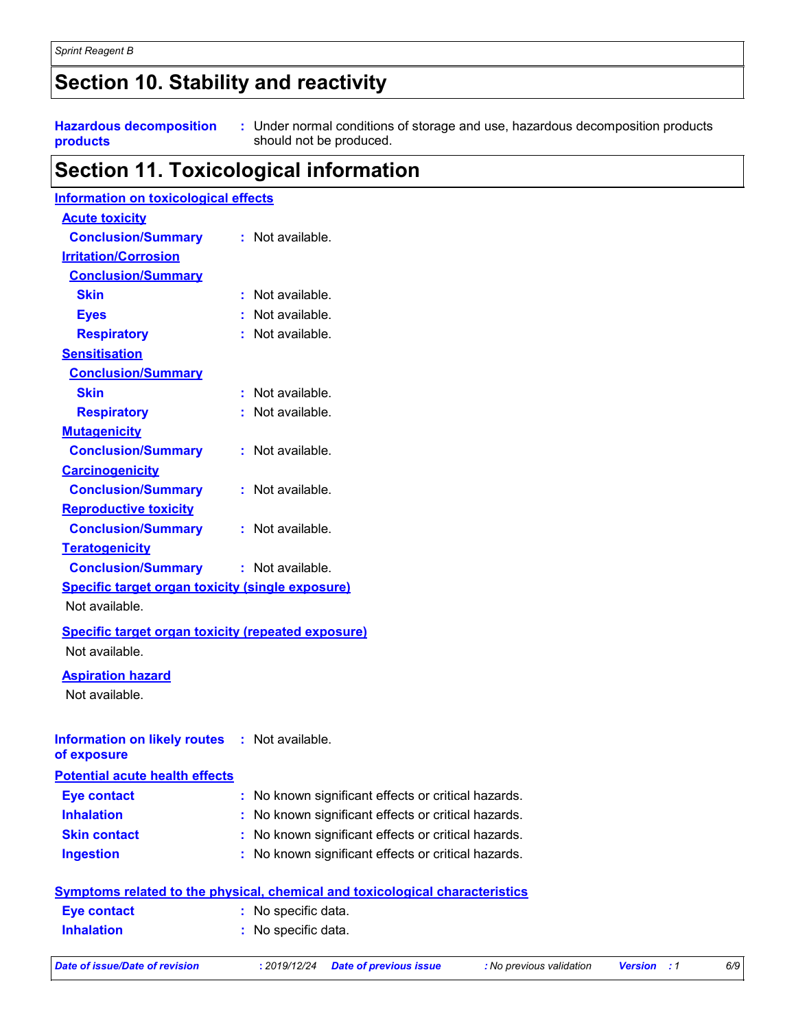## Section 10. Stability and reactivity

**Hazardous decomposition products** : Under normal conditions of storage and use, hazardous decomposition products should not be produced.

## Section 11. Toxicological information

### Information on toxicological effects

**Acute toxicity**

**Conclusion/Summary** : Not available.

**Irritation/Corrosion**

**Conclusion/Summary**

- **Skin** : Not available.
- **Eyes** : Not available.
- **Respiratory** : Not available.

**Sensitisation**

**Conclusion/Summary**

- **Skin** : Not available.
- **Respiratory** : Not available.

**Mutagenicity**

**Conclusion/Summary** : Not available.

**Carcinogenicity**

**Conclusion/Summary** : Not available.

**Reproductive toxicity**

**Conclusion/Summary** : Not available.

**Teratogenicity**

**Conclusion/Summary** : Not available.

**Specific target organ toxicity (single exposure)**

Not available.

**Specific target organ toxicity (repeated exposure)**

Not available.

**Aspiration hazard**

Not available.

**Information on likely routes of exposure** : Not available.

### Potential acute health effects

- **Eye contact** : No known significant effects or critical hazards.
- **Inhalation** : No known significant effects or critical hazards.
- **Skin contact** : No known significant effects or critical hazards.
- **Ingestion** : No known significant effects or critical hazards.

### Symptoms related to the physical, chemical and toxicological characteristics

- **Eye contact** : No specific data.
- **Inhalation** : No specific data.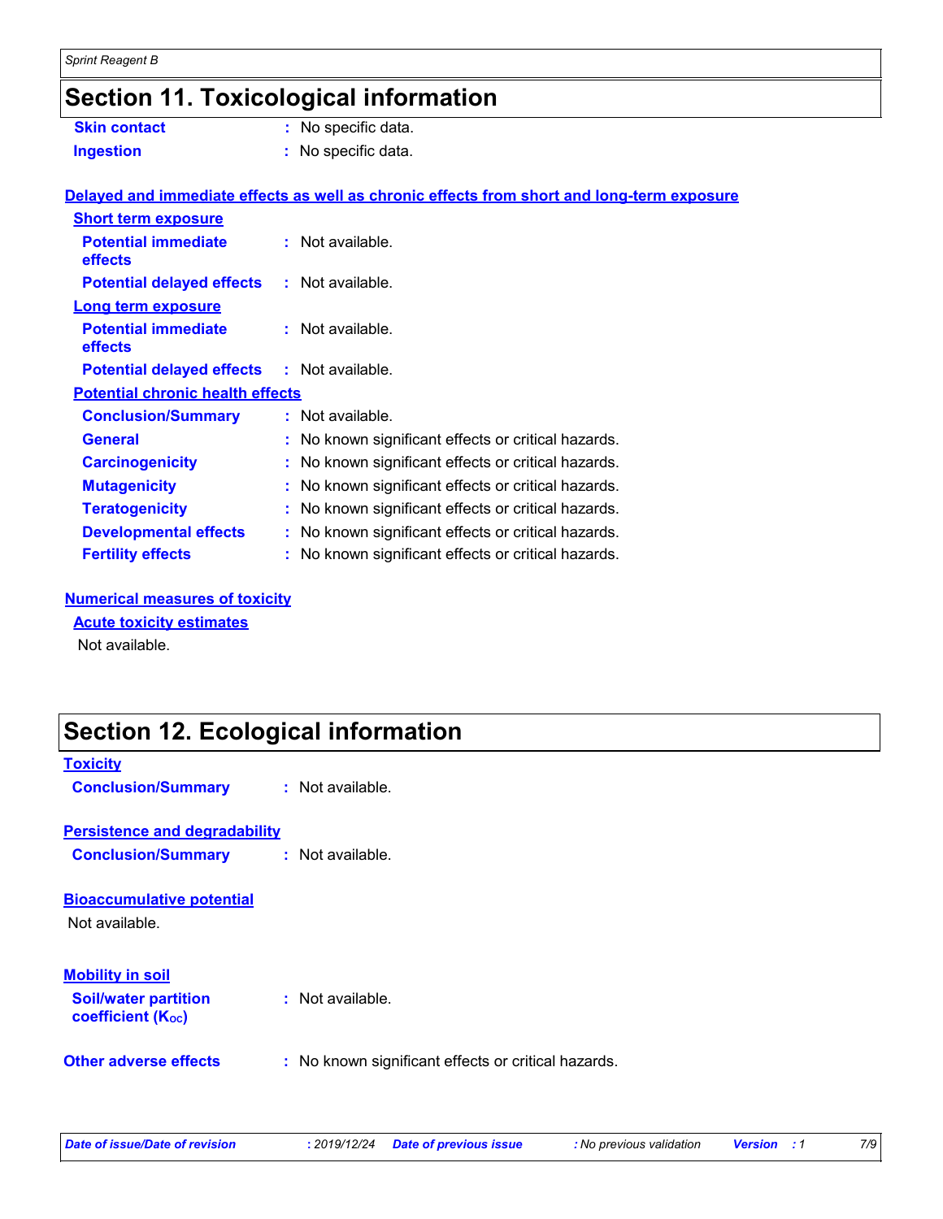## Section 11. Toxicological information

**Skin contact** : No specific data.

**Ingestion** : No specific data.

### Delayed and immediate effects as well as chronic effects from short and long-term exposure

#### Short term exposure

**Potential immediate effects** : Not available.

**Potential delayed effects** : Not available.

#### Long term exposure

**Potential immediate effects** : Not available.

**Potential delayed effects** : Not available.

#### Potential chronic health effects

**Conclusion/Summary** : Not available.

**General** : No known significant effects or critical hazards.

**Carcinogenicity** : No known significant effects or critical hazards.

**Mutagenicity** : No known significant effects or critical hazards.

**Teratogenicity** : No known significant effects or critical hazards.

**Developmental effects** : No known significant effects or critical hazards.

**Fertility effects** : No known significant effects or critical hazards.

### Numerical measures of toxicity

#### Acute toxicity estimates

Not available.

## Section 12. Ecological information

### Toxicity

**Conclusion/Summary** : Not available.

### Persistence and degradability

**Conclusion/Summary** : Not available.

### Bioaccumulative potential

Not available.

### Mobility in soil

**Soil/water partition coefficient ($K_{OC}$)** : Not available.

**Other adverse effects** : No known significant effects or critical hazards.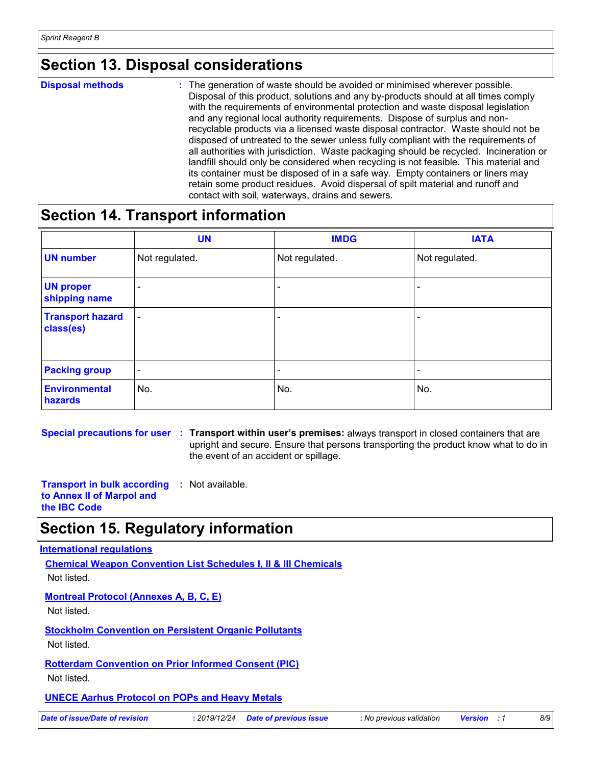## Section 13. Disposal considerations

**Disposal methods** : The generation of waste should be avoided or minimised wherever possible. Disposal of this product, solutions and any by-products should at all times comply with the requirements of environmental protection and waste disposal legislation and any regional local authority requirements. Dispose of surplus and non-recyclable products via a licensed waste disposal contractor. Waste should not be disposed of untreated to the sewer unless fully compliant with the requirements of all authorities with jurisdiction. Waste packaging should be recycled. Incineration or landfill should only be considered when recycling is not feasible. This material and its container must be disposed of in a safe way. Empty containers or liners may retain some product residues. Avoid dispersal of spilt material and runoff and contact with soil, waterways, drains and sewers.

## Section 14. Transport information

| | UN | IMDG | IATA |
|---|---|---|---|
| **UN number** | Not regulated. | Not regulated. | Not regulated. |
| **UN proper shipping name** | - | - | - |
| **Transport hazard class(es)** | - | - | - |
| **Packing group** | - | - | - |
| **Environmental hazards** | No. | No. | No. |

**Special precautions for user** : **Transport within user's premises:** always transport in closed containers that are upright and secure. Ensure that persons transporting the product know what to do in the event of an accident or spillage.

**Transport in bulk according to Annex II of Marpol and the IBC Code** : Not available.

## Section 15. Regulatory information

**International regulations**

**Chemical Weapon Convention List Schedules I, II & III Chemicals**

Not listed.

**Montreal Protocol (Annexes A, B, C, E)**

Not listed.

**Stockholm Convention on Persistent Organic Pollutants**

Not listed.

**Rotterdam Convention on Prior Informed Consent (PIC)**

Not listed.

**UNECE Aarhus Protocol on POPs and Heavy Metals**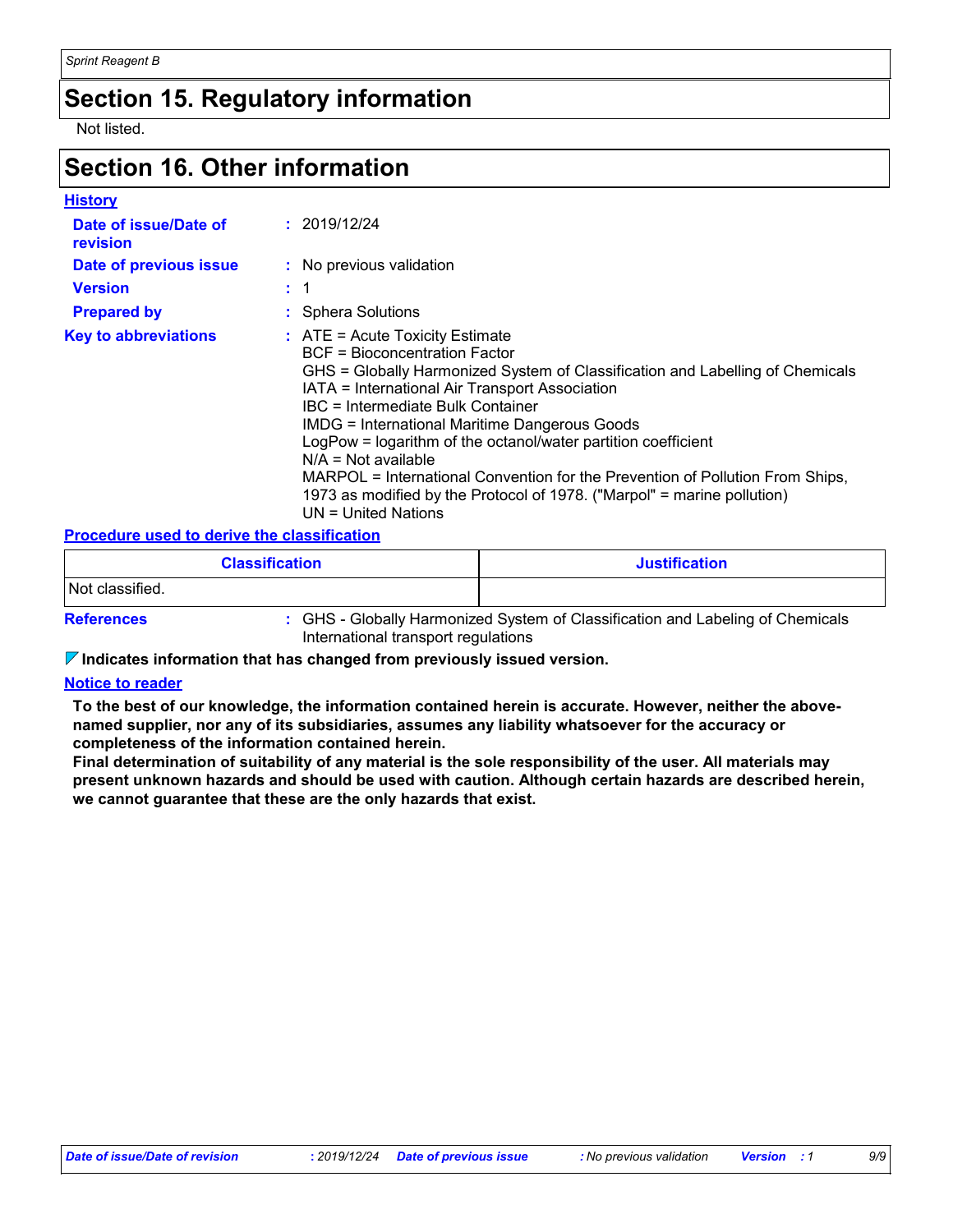## Section 15. Regulatory information

Not listed.

## Section 16. Other information

### History

**Date of issue/Date of revision** : 2019/12/24

**Date of previous issue** : No previous validation

**Version** : 1

**Prepared by** : Sphera Solutions

**Key to abbreviations** : ATE = Acute Toxicity Estimate
BCF = Bioconcentration Factor
GHS = Globally Harmonized System of Classification and Labelling of Chemicals
IATA = International Air Transport Association
IBC = Intermediate Bulk Container
IMDG = International Maritime Dangerous Goods
LogPow = logarithm of the octanol/water partition coefficient
N/A = Not available
MARPOL = International Convention for the Prevention of Pollution From Ships, 1973 as modified by the Protocol of 1978. ("Marpol" = marine pollution)
UN = United Nations

### Procedure used to derive the classification

| Classification | Justification |
| --- | --- |
| Not classified. | |

**References** : GHS - Globally Harmonized System of Classification and Labeling of Chemicals
International transport regulations

**Indicates information that has changed from previously issued version.**

### Notice to reader

**To the best of our knowledge, the information contained herein is accurate. However, neither the above-named supplier, nor any of its subsidiaries, assumes any liability whatsoever for the accuracy or completeness of the information contained herein.**
**Final determination of suitability of any material is the sole responsibility of the user. All materials may present unknown hazards and should be used with caution. Although certain hazards are described herein, we cannot guarantee that these are the only hazards that exist.**